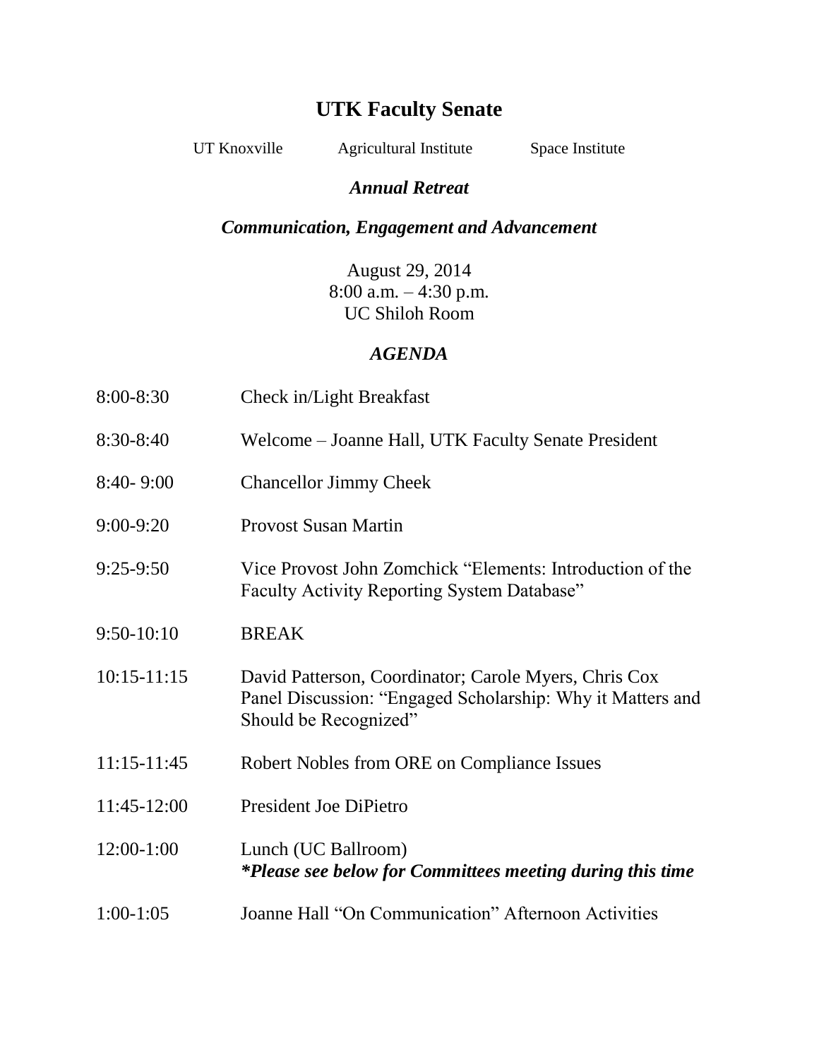# UTK Faculty Senate

UT Knoxville Agricultural Institute Space Institute

### *Annual Retreat*

### *Communication, Engagement and Advancement*

August 29, 2014
8:00 a.m. – 4:30 p.m.
UC Shiloh Room

### *AGENDA*

| | |
|---|---|
| 8:00-8:30 | Check in/Light Breakfast |
| 8:30-8:40 | Welcome – Joanne Hall, UTK Faculty Senate President |
| 8:40- 9:00 | Chancellor Jimmy Cheek |
| 9:00-9:20 | Provost Susan Martin |
| 9:25-9:50 | Vice Provost John Zomchick "Elements: Introduction of the Faculty Activity Reporting System Database" |
| 9:50-10:10 | BREAK |
| 10:15-11:15 | David Patterson, Coordinator; Carole Myers, Chris Cox Panel Discussion: "Engaged Scholarship: Why it Matters and Should be Recognized" |
| 11:15-11:45 | Robert Nobles from ORE on Compliance Issues |
| 11:45-12:00 | President Joe DiPietro |
| 12:00-1:00 | Lunch (UC Ballroom) ***Please see below for Committees meeting during this time*** |
| 1:00-1:05 | Joanne Hall "On Communication" Afternoon Activities |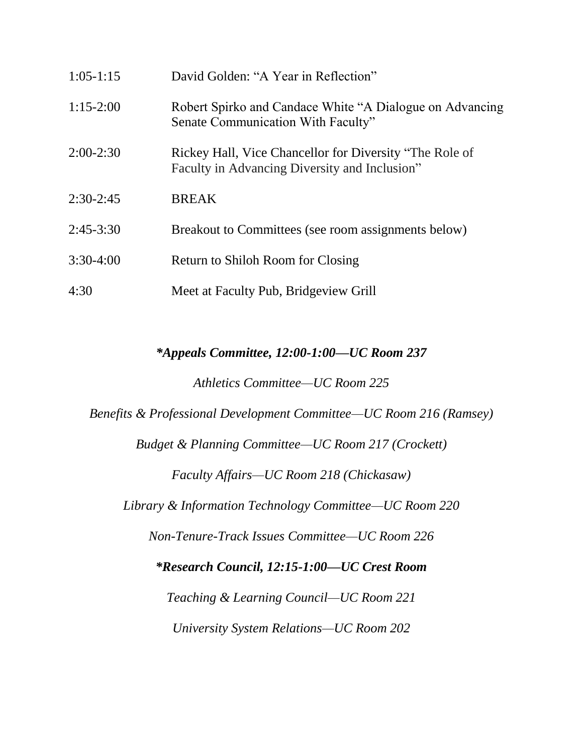| | |
|---|---|
| 1:05-1:15 | David Golden: "A Year in Reflection" |
| 1:15-2:00 | Robert Spirko and Candace White "A Dialogue on Advancing Senate Communication With Faculty" |
| 2:00-2:30 | Rickey Hall, Vice Chancellor for Diversity "The Role of Faculty in Advancing Diversity and Inclusion" |
| 2:30-2:45 | BREAK |
| 2:45-3:30 | Breakout to Committees (see room assignments below) |
| 3:30-4:00 | Return to Shiloh Room for Closing |
| 4:30 | Meet at Faculty Pub, Bridgeview Grill |

***Appeals Committee, 12:00-1:00—UC Room 237***

*Athletics Committee—UC Room 225*

*Benefits & Professional Development Committee—UC Room 216 (Ramsey)*

*Budget & Planning Committee—UC Room 217 (Crockett)*

*Faculty Affairs—UC Room 218 (Chickasaw)*

*Library & Information Technology Committee—UC Room 220*

*Non-Tenure-Track Issues Committee—UC Room 226*

***Research Council, 12:15-1:00—UC Crest Room***

*Teaching & Learning Council—UC Room 221*

*University System Relations—UC Room 202*